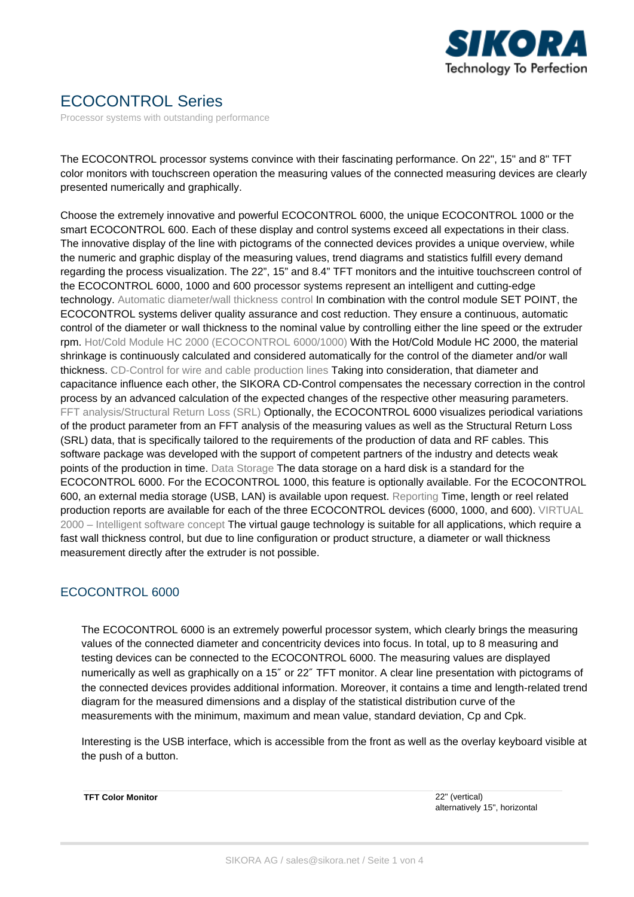# ECOCONTROL Series

Processor systems with outstanding performance

The ECOCONTROL processor systems convince with their fascinating performance. On 22", 15" and 8" TFT color monitors with touchscreen operation the measuring values of the connected measuring devices are clearly presented numerically and graphically.

Choose the extremely innovative and powerful ECOCONTROL 6000, the unique ECOCONTROL 1000 or the smart ECOCONTROL 600. Each of these display and control systems exceed all expectations in their class. The innovative display of the line with pictograms of the connected devices provides a unique overview, while the numeric and graphic display of the measuring values, trend diagrams and statistics fulfill every demand regarding the process visualization. The 22", 15" and 8.4" TFT monitors and the intuitive touchscreen control of the ECOCONTROL 6000, 1000 and 600 processor systems represent an intelligent and cutting-edge technology. Automatic diameter/wall thickness control In combination with the control module SET POINT, the ECOCONTROL systems deliver quality assurance and cost reduction. They ensure a continuous, automatic control of the diameter or wall thickness to the nominal value by controlling either the line speed or the extruder rpm. Hot/Cold Module HC 2000 (ECOCONTROL 6000/1000) With the Hot/Cold Module HC 2000, the material shrinkage is continuously calculated and considered automatically for the control of the diameter and/or wall thickness. CD-Control for wire and cable production lines Taking into consideration, that diameter and capacitance influence each other, the SIKORA CD-Control compensates the necessary correction in the control process by an advanced calculation of the expected changes of the respective other measuring parameters. FFT analysis/Structural Return Loss (SRL) Optionally, the ECOCONTROL 6000 visualizes periodical variations of the product parameter from an FFT analysis of the measuring values as well as the Structural Return Loss (SRL) data, that is specifically tailored to the requirements of the production of data and RF cables. This software package was developed with the support of competent partners of the industry and detects weak points of the production in time. Data Storage The data storage on a hard disk is a standard for the ECOCONTROL 6000. For the ECOCONTROL 1000, this feature is optionally available. For the ECOCONTROL 600, an external media storage (USB, LAN) is available upon request. Reporting Time, length or reel related production reports are available for each of the three ECOCONTROL devices (6000, 1000, and 600). VIRTUAL 2000 – Intelligent software concept The virtual gauge technology is suitable for all applications, which require a fast wall thickness control, but due to line configuration or product structure, a diameter or wall thickness measurement directly after the extruder is not possible.

## ECOCONTROL 6000

The ECOCONTROL 6000 is an extremely powerful processor system, which clearly brings the measuring values of the connected diameter and concentricity devices into focus. In total, up to 8 measuring and testing devices can be connected to the ECOCONTROL 6000. The measuring values are displayed numerically as well as graphically on a 15″ or 22″ TFT monitor. A clear line presentation with pictograms of the connected devices provides additional information. Moreover, it contains a time and length-related trend diagram for the measured dimensions and a display of the statistical distribution curve of the measurements with the minimum, maximum and mean value, standard deviation, Cp and Cpk.

Interesting is the USB interface, which is accessible from the front as well as the overlay keyboard visible at the push of a button.

| | |
|---|---|
| **TFT Color Monitor** | 22" (vertical)<br>alternatively 15", horizontal |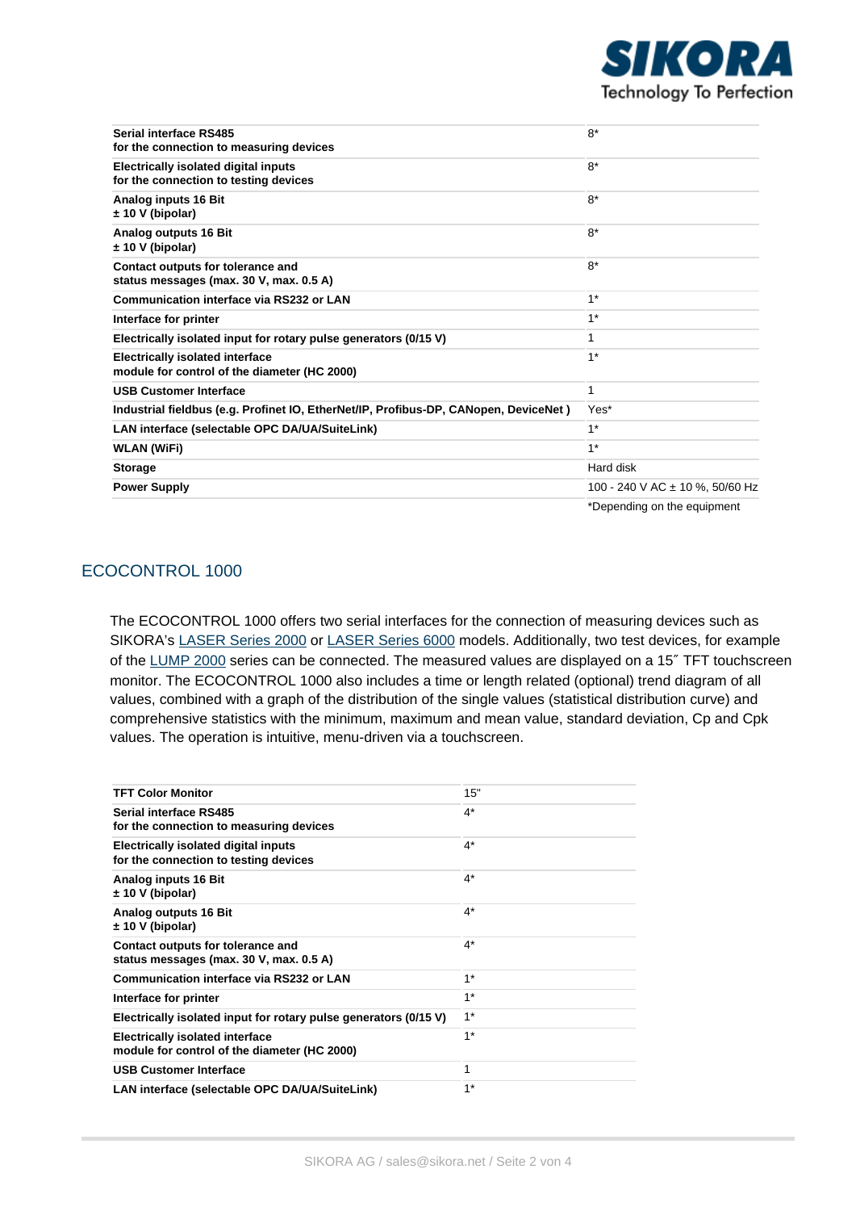| | |
|---|---|
| **Serial interface RS485 for the connection to measuring devices** | 8* |
| **Electrically isolated digital inputs for the connection to testing devices** | 8* |
| **Analog inputs 16 Bit ± 10 V (bipolar)** | 8* |
| **Analog outputs 16 Bit ± 10 V (bipolar)** | 8* |
| **Contact outputs for tolerance and status messages (max. 30 V, max. 0.5 A)** | 8* |
| **Communication interface via RS232 or LAN** | 1* |
| **Interface for printer** | 1* |
| **Electrically isolated input for rotary pulse generators (0/15 V)** | 1 |
| **Electrically isolated interface module for control of the diameter (HC 2000)** | 1* |
| **USB Customer Interface** | 1 |
| **Industrial fieldbus (e.g. Profinet IO, EtherNet/IP, Profibus-DP, CANopen, DeviceNet )** | Yes* |
| **LAN interface (selectable OPC DA/UA/SuiteLink)** | 1* |
| **WLAN (WiFi)** | 1* |
| **Storage** | Hard disk |
| **Power Supply** | 100 - 240 V AC ± 10 %, 50/60 Hz |
| | *Depending on the equipment |

## ECOCONTROL 1000

The ECOCONTROL 1000 offers two serial interfaces for the connection of measuring devices such as SIKORA's LASER Series 2000 or LASER Series 6000 models. Additionally, two test devices, for example of the LUMP 2000 series can be connected. The measured values are displayed on a 15″ TFT touchscreen monitor. The ECOCONTROL 1000 also includes a time or length related (optional) trend diagram of all values, combined with a graph of the distribution of the single values (statistical distribution curve) and comprehensive statistics with the minimum, maximum and mean value, standard deviation, Cp and Cpk values. The operation is intuitive, menu-driven via a touchscreen.

| | |
|---|---|
| **TFT Color Monitor** | 15" |
| **Serial interface RS485 for the connection to measuring devices** | 4* |
| **Electrically isolated digital inputs for the connection to testing devices** | 4* |
| **Analog inputs 16 Bit ± 10 V (bipolar)** | 4* |
| **Analog outputs 16 Bit ± 10 V (bipolar)** | 4* |
| **Contact outputs for tolerance and status messages (max. 30 V, max. 0.5 A)** | 4* |
| **Communication interface via RS232 or LAN** | 1* |
| **Interface for printer** | 1* |
| **Electrically isolated input for rotary pulse generators (0/15 V)** | 1* |
| **Electrically isolated interface module for control of the diameter (HC 2000)** | 1* |
| **USB Customer Interface** | 1 |
| **LAN interface (selectable OPC DA/UA/SuiteLink)** | 1* |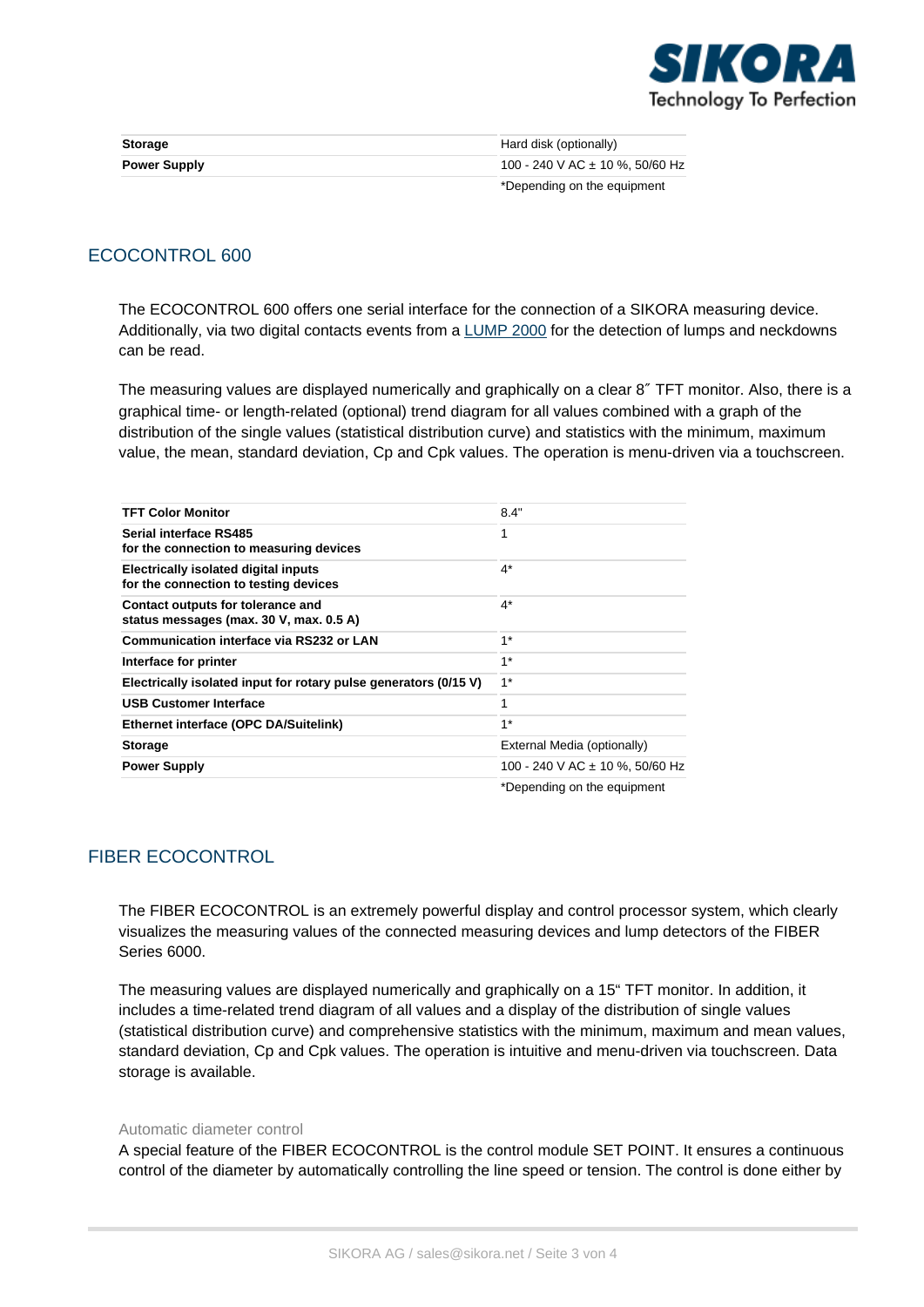| | |
|---|---|
| **Storage** | Hard disk (optionally) |
| **Power Supply** | 100 - 240 V AC ± 10 %, 50/60 Hz |
| | *Depending on the equipment |

## ECOCONTROL 600

The ECOCONTROL 600 offers one serial interface for the connection of a SIKORA measuring device. Additionally, via two digital contacts events from a LUMP 2000 for the detection of lumps and neckdowns can be read.

The measuring values are displayed numerically and graphically on a clear 8″ TFT monitor. Also, there is a graphical time- or length-related (optional) trend diagram for all values combined with a graph of the distribution of the single values (statistical distribution curve) and statistics with the minimum, maximum value, the mean, standard deviation, Cp and Cpk values. The operation is menu-driven via a touchscreen.

| | |
|---|---|
| **TFT Color Monitor** | 8.4" |
| **Serial interface RS485 for the connection to measuring devices** | 1 |
| **Electrically isolated digital inputs for the connection to testing devices** | 4* |
| **Contact outputs for tolerance and status messages (max. 30 V, max. 0.5 A)** | 4* |
| **Communication interface via RS232 or LAN** | 1* |
| **Interface for printer** | 1* |
| **Electrically isolated input for rotary pulse generators (0/15 V)** | 1* |
| **USB Customer Interface** | 1 |
| **Ethernet interface (OPC DA/Suitelink)** | 1* |
| **Storage** | External Media (optionally) |
| **Power Supply** | 100 - 240 V AC ± 10 %, 50/60 Hz |
| | *Depending on the equipment |

## FIBER ECOCONTROL

The FIBER ECOCONTROL is an extremely powerful display and control processor system, which clearly visualizes the measuring values of the connected measuring devices and lump detectors of the FIBER Series 6000.

The measuring values are displayed numerically and graphically on a 15" TFT monitor. In addition, it includes a time-related trend diagram of all values and a display of the distribution of single values (statistical distribution curve) and comprehensive statistics with the minimum, maximum and mean values, standard deviation, Cp and Cpk values. The operation is intuitive and menu-driven via touchscreen. Data storage is available.

Automatic diameter control

A special feature of the FIBER ECOCONTROL is the control module SET POINT. It ensures a continuous control of the diameter by automatically controlling the line speed or tension. The control is done either by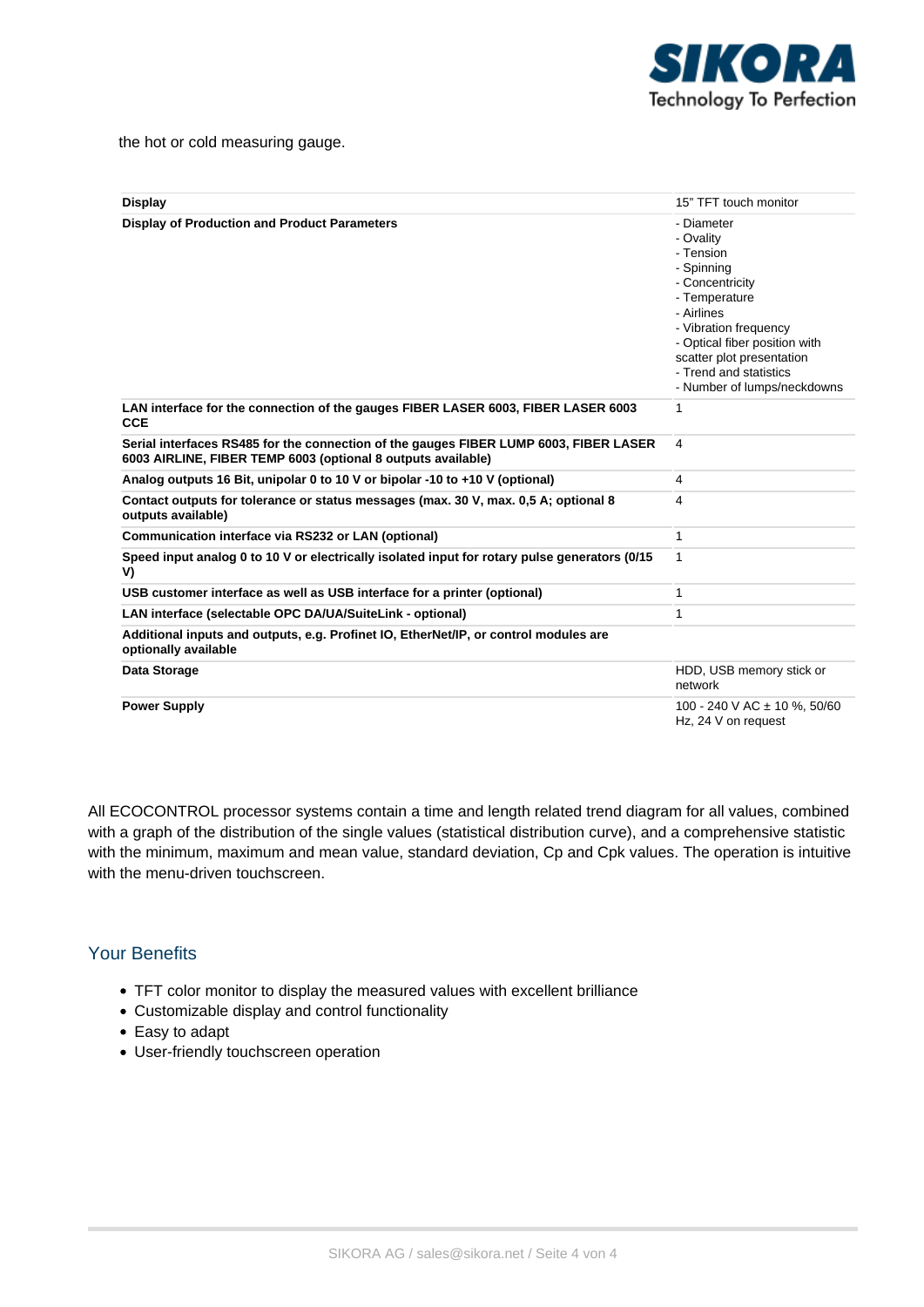the hot or cold measuring gauge.

| | |
|---|---|
| **Display** | 15" TFT touch monitor |
| **Display of Production and Product Parameters** | - Diameter<br>- Ovality<br>- Tension<br>- Spinning<br>- Concentricity<br>- Temperature<br>- Airlines<br>- Vibration frequency<br>- Optical fiber position with scatter plot presentation<br>- Trend and statistics<br>- Number of lumps/neckdowns |
| **LAN interface for the connection of the gauges FIBER LASER 6003, FIBER LASER 6003 CCE** | 1 |
| **Serial interfaces RS485 for the connection of the gauges FIBER LUMP 6003, FIBER LASER 6003 AIRLINE, FIBER TEMP 6003 (optional 8 outputs available)** | 4 |
| **Analog outputs 16 Bit, unipolar 0 to 10 V or bipolar -10 to +10 V (optional)** | 4 |
| **Contact outputs for tolerance or status messages (max. 30 V, max. 0,5 A; optional 8 outputs available)** | 4 |
| **Communication interface via RS232 or LAN (optional)** | 1 |
| **Speed input analog 0 to 10 V or electrically isolated input for rotary pulse generators (0/15 V)** | 1 |
| **USB customer interface as well as USB interface for a printer (optional)** | 1 |
| **LAN interface (selectable OPC DA/UA/SuiteLink - optional)** | 1 |
| **Additional inputs and outputs, e.g. Profinet IO, EtherNet/IP, or control modules are optionally available** | |
| **Data Storage** | HDD, USB memory stick or network |
| **Power Supply** | 100 - 240 V AC ± 10 %, 50/60 Hz, 24 V on request |

All ECOCONTROL processor systems contain a time and length related trend diagram for all values, combined with a graph of the distribution of the single values (statistical distribution curve), and a comprehensive statistic with the minimum, maximum and mean value, standard deviation, Cp and Cpk values. The operation is intuitive with the menu-driven touchscreen.

## Your Benefits

- TFT color monitor to display the measured values with excellent brilliance
- Customizable display and control functionality
- Easy to adapt
- User-friendly touchscreen operation